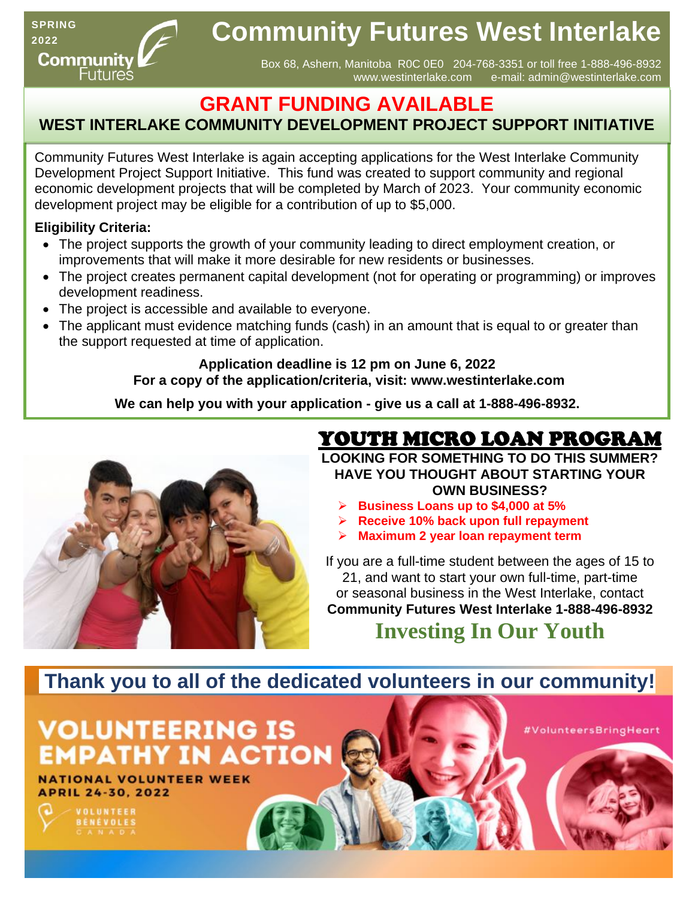SPRING 2022

Community Futures

# Community Futures West Interlake

Box 68, Ashern, Manitoba R0C 0E0 204-768-3351 or toll free 1-888-496-8932
www.westinterlake.com e-mail: admin@westinterlake.com

## GRANT FUNDING AVAILABLE

### WEST INTERLAKE COMMUNITY DEVELOPMENT PROJECT SUPPORT INITIATIVE

Community Futures West Interlake is again accepting applications for the West Interlake Community Development Project Support Initiative. This fund was created to support community and regional economic development projects that will be completed by March of 2023. Your community economic development project may be eligible for a contribution of up to $5,000.

**Eligibility Criteria:**

- The project supports the growth of your community leading to direct employment creation, or improvements that will make it more desirable for new residents or businesses.
- The project creates permanent capital development (not for operating or programming) or improves development readiness.
- The project is accessible and available to everyone.
- The applicant must evidence matching funds (cash) in an amount that is equal to or greater than the support requested at time of application.

**Application deadline is 12 pm on June 6, 2022**
**For a copy of the application/criteria, visit: www.westinterlake.com**

**We can help you with your application - give us a call at 1-888-496-8932.**

## YOUTH MICRO LOAN PROGRAM

**LOOKING FOR SOMETHING TO DO THIS SUMMER? HAVE YOU THOUGHT ABOUT STARTING YOUR OWN BUSINESS?**

- **Business Loans up to $4,000 at 5%**
- **Receive 10% back upon full repayment**
- **Maximum 2 year loan repayment term**

If you are a full-time student between the ages of 15 to 21, and want to start your own full-time, part-time or seasonal business in the West Interlake, contact **Community Futures West Interlake 1-888-496-8932**

**Investing In Our Youth**

## Thank you to all of the dedicated volunteers in our community!

**VOLUNTEERING IS EMPATHY IN ACTION**

**NATIONAL VOLUNTEER WEEK APRIL 24-30, 2022**

VOLUNTEER BÉNÉVOLES CANADA

#VolunteersBringHeart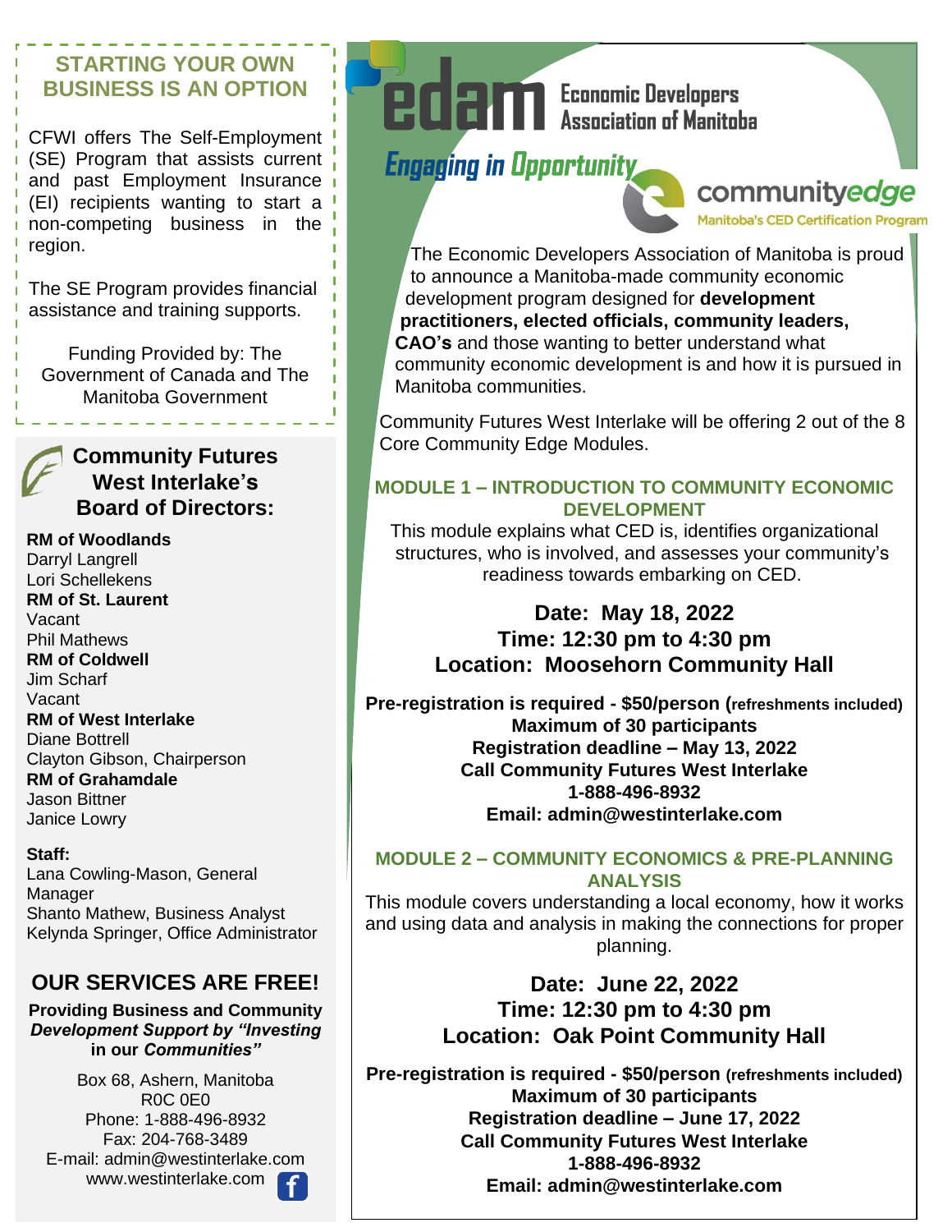## STARTING YOUR OWN BUSINESS IS AN OPTION

CFWI offers The Self-Employment (SE) Program that assists current and past Employment Insurance (EI) recipients wanting to start a non-competing business in the region.

The SE Program provides financial assistance and training supports.

Funding Provided by: The Government of Canada and The Manitoba Government

## Community Futures West Interlake's Board of Directors:

**RM of Woodlands**
Darryl Langrell
Lori Schellekens
**RM of St. Laurent**
Vacant
Phil Mathews
**RM of Coldwell**
Jim Scharf
Vacant
**RM of West Interlake**
Diane Bottrell
Clayton Gibson, Chairperson
**RM of Grahamdale**
Jason Bittner
Janice Lowry

**Staff:**
Lana Cowling-Mason, General Manager
Shanto Mathew, Business Analyst
Kelynda Springer, Office Administrator

## OUR SERVICES ARE FREE!

**Providing Business and Community *Development Support by "Investing* in our *Communities"***

Box 68, Ashern, Manitoba
R0C 0E0
Phone: 1-888-496-8932
Fax: 204-768-3489
E-mail: admin@westinterlake.com
www.westinterlake.com

# edam Economic Developers Association of Manitoba

*Engaging in Opportunity*

communityedge
Manitoba's CED Certification Program

The Economic Developers Association of Manitoba is proud to announce a Manitoba-made community economic development program designed for **development practitioners, elected officials, community leaders, CAO's** and those wanting to better understand what community economic development is and how it is pursued in Manitoba communities.

Community Futures West Interlake will be offering 2 out of the 8 Core Community Edge Modules.

### MODULE 1 – INTRODUCTION TO COMMUNITY ECONOMIC DEVELOPMENT

This module explains what CED is, identifies organizational structures, who is involved, and assesses your community's readiness towards embarking on CED.

**Date: May 18, 2022**
**Time: 12:30 pm to 4:30 pm**
**Location: Moosehorn Community Hall**

**Pre-registration is required - $50/person (refreshments included)**
**Maximum of 30 participants**
**Registration deadline – May 13, 2022**
**Call Community Futures West Interlake**
**1-888-496-8932**
**Email: admin@westinterlake.com**

### MODULE 2 – COMMUNITY ECONOMICS & PRE-PLANNING ANALYSIS

This module covers understanding a local economy, how it works and using data and analysis in making the connections for proper planning.

**Date: June 22, 2022**
**Time: 12:30 pm to 4:30 pm**
**Location: Oak Point Community Hall**

**Pre-registration is required - $50/person (refreshments included)**
**Maximum of 30 participants**
**Registration deadline – June 17, 2022**
**Call Community Futures West Interlake**
**1-888-496-8932**
**Email: admin@westinterlake.com**